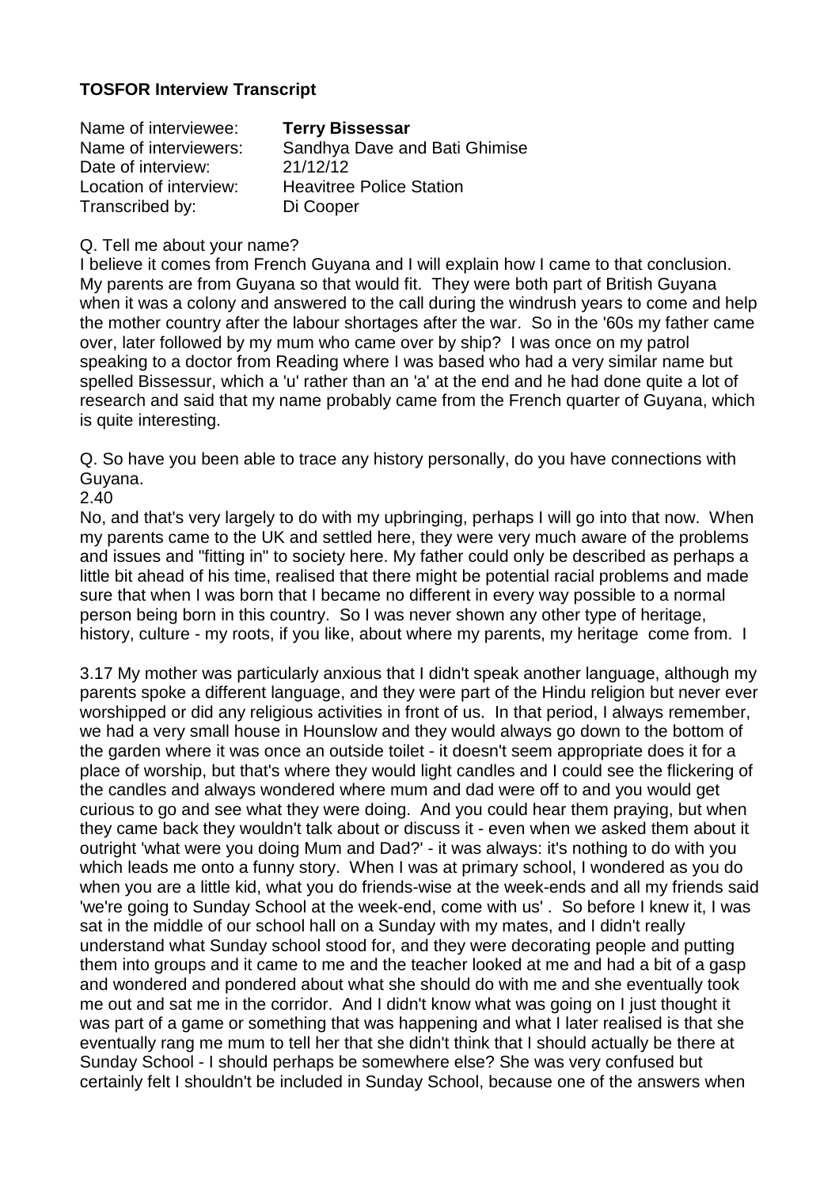**TOSFOR Interview Transcript**

Name of interviewee: **Terry Bissessar**
Name of interviewers: Sandhya Dave and Bati Ghimise
Date of interview: 21/12/12
Location of interview: Heavitree Police Station
Transcribed by: Di Cooper

Q. Tell me about your name?

I believe it comes from French Guyana and I will explain how I came to that conclusion. My parents are from Guyana so that would fit. They were both part of British Guyana when it was a colony and answered to the call during the windrush years to come and help the mother country after the labour shortages after the war. So in the '60s my father came over, later followed by my mum who came over by ship? I was once on my patrol speaking to a doctor from Reading where I was based who had a very similar name but spelled Bissessur, which a 'u' rather than an 'a' at the end and he had done quite a lot of research and said that my name probably came from the French quarter of Guyana, which is quite interesting.

Q. So have you been able to trace any history personally, do you have connections with Guyana.

2.40

No, and that's very largely to do with my upbringing, perhaps I will go into that now. When my parents came to the UK and settled here, they were very much aware of the problems and issues and "fitting in" to society here. My father could only be described as perhaps a little bit ahead of his time, realised that there might be potential racial problems and made sure that when I was born that I became no different in every way possible to a normal person being born in this country. So I was never shown any other type of heritage, history, culture - my roots, if you like, about where my parents, my heritage come from. I

3.17 My mother was particularly anxious that I didn't speak another language, although my parents spoke a different language, and they were part of the Hindu religion but never ever worshipped or did any religious activities in front of us. In that period, I always remember, we had a very small house in Hounslow and they would always go down to the bottom of the garden where it was once an outside toilet - it doesn't seem appropriate does it for a place of worship, but that's where they would light candles and I could see the flickering of the candles and always wondered where mum and dad were off to and you would get curious to go and see what they were doing. And you could hear them praying, but when they came back they wouldn't talk about or discuss it - even when we asked them about it outright 'what were you doing Mum and Dad?' - it was always: it's nothing to do with you which leads me onto a funny story. When I was at primary school, I wondered as you do when you are a little kid, what you do friends-wise at the week-ends and all my friends said 'we're going to Sunday School at the week-end, come with us' . So before I knew it, I was sat in the middle of our school hall on a Sunday with my mates, and I didn't really understand what Sunday school stood for, and they were decorating people and putting them into groups and it came to me and the teacher looked at me and had a bit of a gasp and wondered and pondered about what she should do with me and she eventually took me out and sat me in the corridor. And I didn't know what was going on I just thought it was part of a game or something that was happening and what I later realised is that she eventually rang me mum to tell her that she didn't think that I should actually be there at Sunday School - I should perhaps be somewhere else? She was very confused but certainly felt I shouldn't be included in Sunday School, because one of the answers when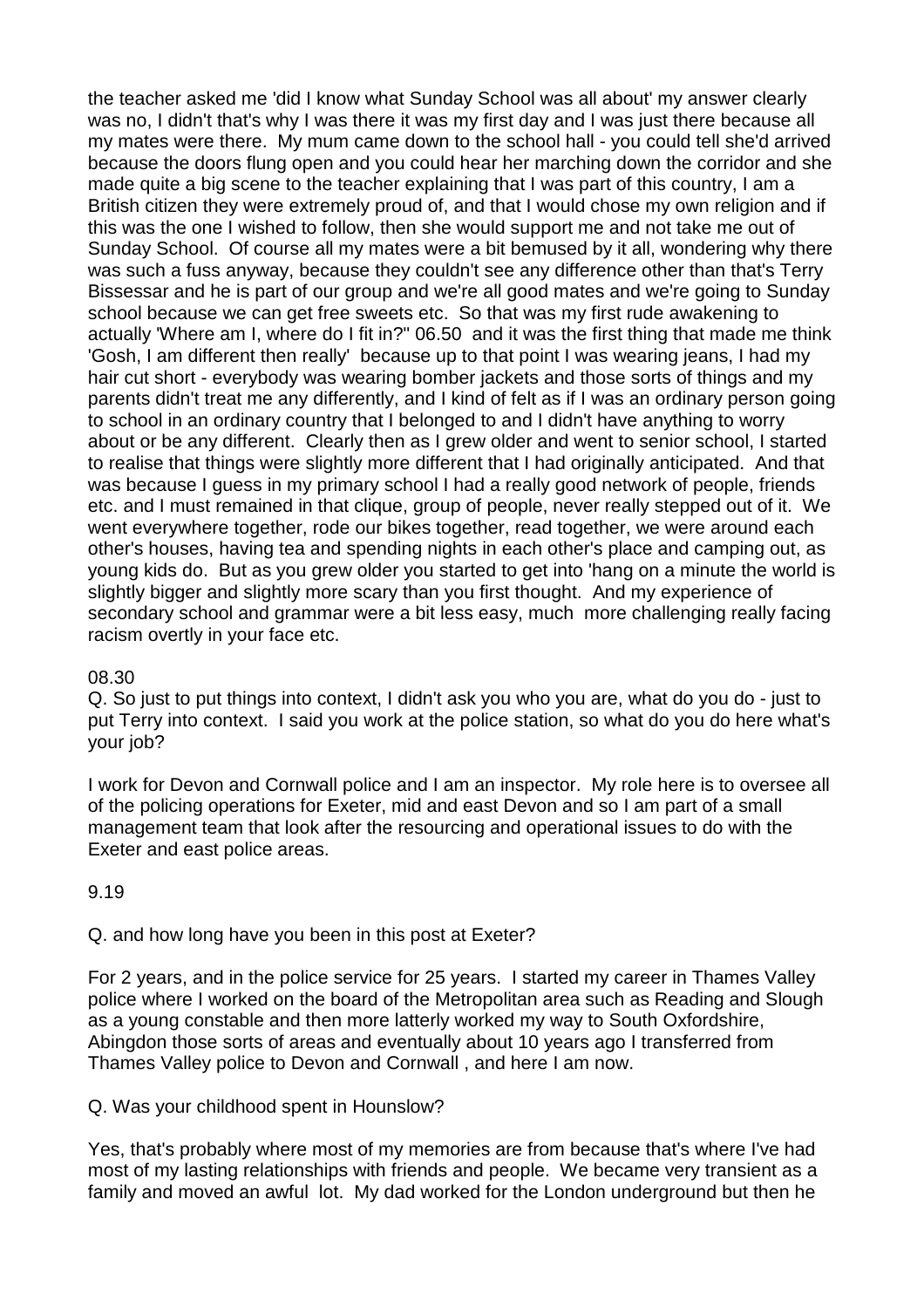the teacher asked me 'did I know what Sunday School was all about' my answer clearly was no, I didn't that's why I was there it was my first day and I was just there because all my mates were there. My mum came down to the school hall - you could tell she'd arrived because the doors flung open and you could hear her marching down the corridor and she made quite a big scene to the teacher explaining that I was part of this country, I am a British citizen they were extremely proud of, and that I would chose my own religion and if this was the one I wished to follow, then she would support me and not take me out of Sunday School. Of course all my mates were a bit bemused by it all, wondering why there was such a fuss anyway, because they couldn't see any difference other than that's Terry Bissessar and he is part of our group and we're all good mates and we're going to Sunday school because we can get free sweets etc. So that was my first rude awakening to actually 'Where am I, where do I fit in?" 06.50 and it was the first thing that made me think 'Gosh, I am different then really' because up to that point I was wearing jeans, I had my hair cut short - everybody was wearing bomber jackets and those sorts of things and my parents didn't treat me any differently, and I kind of felt as if I was an ordinary person going to school in an ordinary country that I belonged to and I didn't have anything to worry about or be any different. Clearly then as I grew older and went to senior school, I started to realise that things were slightly more different that I had originally anticipated. And that was because I guess in my primary school I had a really good network of people, friends etc. and I must remained in that clique, group of people, never really stepped out of it. We went everywhere together, rode our bikes together, read together, we were around each other's houses, having tea and spending nights in each other's place and camping out, as young kids do. But as you grew older you started to get into 'hang on a minute the world is slightly bigger and slightly more scary than you first thought. And my experience of secondary school and grammar were a bit less easy, much more challenging really facing racism overtly in your face etc.

08.30

Q. So just to put things into context, I didn't ask you who you are, what do you do - just to put Terry into context. I said you work at the police station, so what do you do here what's your job?

I work for Devon and Cornwall police and I am an inspector. My role here is to oversee all of the policing operations for Exeter, mid and east Devon and so I am part of a small management team that look after the resourcing and operational issues to do with the Exeter and east police areas.

9.19

Q. and how long have you been in this post at Exeter?

For 2 years, and in the police service for 25 years. I started my career in Thames Valley police where I worked on the board of the Metropolitan area such as Reading and Slough as a young constable and then more latterly worked my way to South Oxfordshire, Abingdon those sorts of areas and eventually about 10 years ago I transferred from Thames Valley police to Devon and Cornwall , and here I am now.

Q. Was your childhood spent in Hounslow?

Yes, that's probably where most of my memories are from because that's where I've had most of my lasting relationships with friends and people. We became very transient as a family and moved an awful lot. My dad worked for the London underground but then he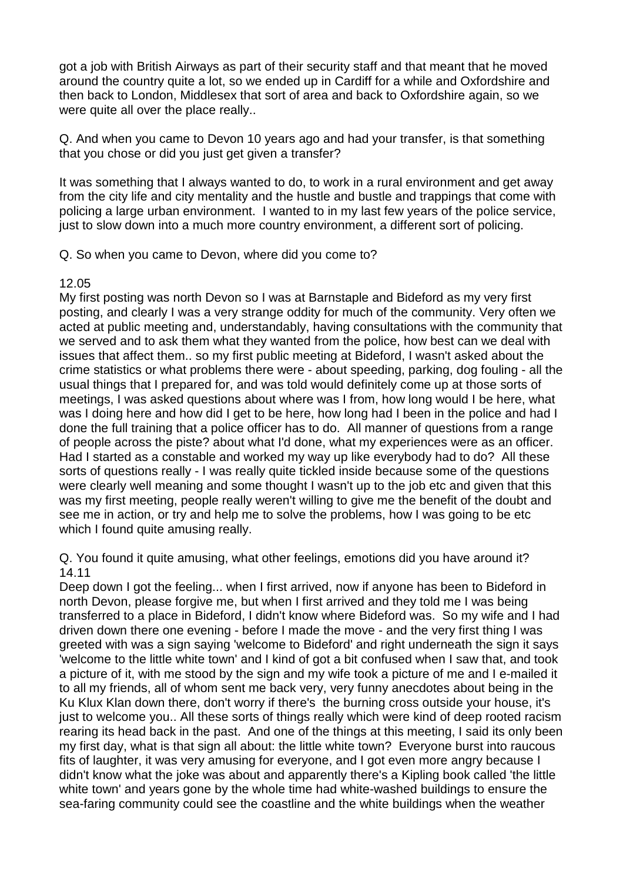got a job with British Airways as part of their security staff and that meant that he moved around the country quite a lot, so we ended up in Cardiff for a while and Oxfordshire and then back to London, Middlesex that sort of area and back to Oxfordshire again, so we were quite all over the place really..

Q. And when you came to Devon 10 years ago and had your transfer, is that something that you chose or did you just get given a transfer?

It was something that I always wanted to do, to work in a rural environment and get away from the city life and city mentality and the hustle and bustle and trappings that come with policing a large urban environment. I wanted to in my last few years of the police service, just to slow down into a much more country environment, a different sort of policing.

Q. So when you came to Devon, where did you come to?

12.05

My first posting was north Devon so I was at Barnstaple and Bideford as my very first posting, and clearly I was a very strange oddity for much of the community. Very often we acted at public meeting and, understandably, having consultations with the community that we served and to ask them what they wanted from the police, how best can we deal with issues that affect them.. so my first public meeting at Bideford, I wasn't asked about the crime statistics or what problems there were - about speeding, parking, dog fouling - all the usual things that I prepared for, and was told would definitely come up at those sorts of meetings, I was asked questions about where was I from, how long would I be here, what was I doing here and how did I get to be here, how long had I been in the police and had I done the full training that a police officer has to do. All manner of questions from a range of people across the piste? about what I'd done, what my experiences were as an officer. Had I started as a constable and worked my way up like everybody had to do? All these sorts of questions really - I was really quite tickled inside because some of the questions were clearly well meaning and some thought I wasn't up to the job etc and given that this was my first meeting, people really weren't willing to give me the benefit of the doubt and see me in action, or try and help me to solve the problems, how I was going to be etc which I found quite amusing really.

Q. You found it quite amusing, what other feelings, emotions did you have around it?
14.11

Deep down I got the feeling... when I first arrived, now if anyone has been to Bideford in north Devon, please forgive me, but when I first arrived and they told me I was being transferred to a place in Bideford, I didn't know where Bideford was. So my wife and I had driven down there one evening - before I made the move - and the very first thing I was greeted with was a sign saying 'welcome to Bideford' and right underneath the sign it says 'welcome to the little white town' and I kind of got a bit confused when I saw that, and took a picture of it, with me stood by the sign and my wife took a picture of me and I e-mailed it to all my friends, all of whom sent me back very, very funny anecdotes about being in the Ku Klux Klan down there, don't worry if there's the burning cross outside your house, it's just to welcome you.. All these sorts of things really which were kind of deep rooted racism rearing its head back in the past. And one of the things at this meeting, I said its only been my first day, what is that sign all about: the little white town? Everyone burst into raucous fits of laughter, it was very amusing for everyone, and I got even more angry because I didn't know what the joke was about and apparently there's a Kipling book called 'the little white town' and years gone by the whole time had white-washed buildings to ensure the sea-faring community could see the coastline and the white buildings when the weather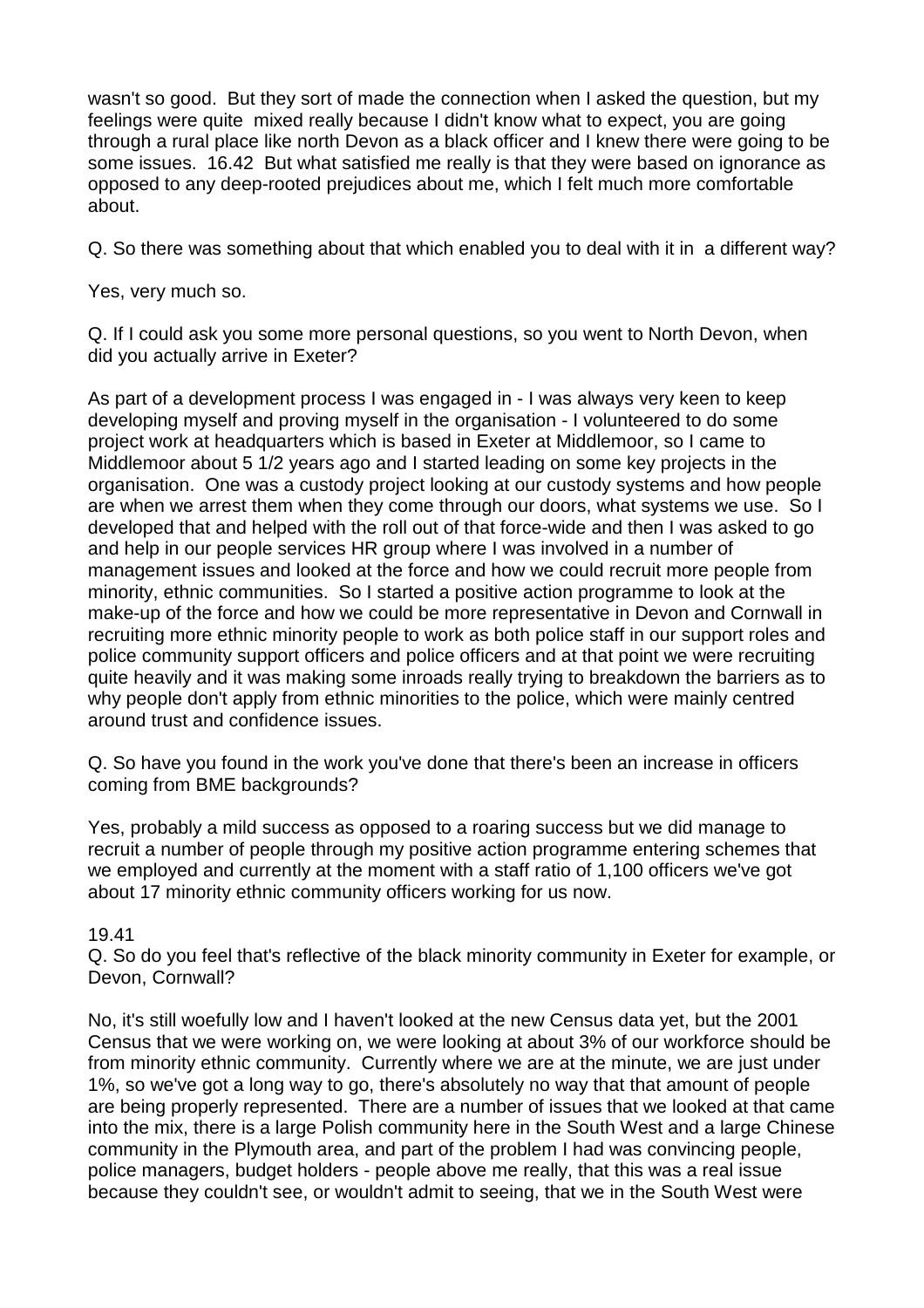wasn't so good. But they sort of made the connection when I asked the question, but my feelings were quite mixed really because I didn't know what to expect, you are going through a rural place like north Devon as a black officer and I knew there were going to be some issues. 16.42 But what satisfied me really is that they were based on ignorance as opposed to any deep-rooted prejudices about me, which I felt much more comfortable about.

Q. So there was something about that which enabled you to deal with it in a different way?

Yes, very much so.

Q. If I could ask you some more personal questions, so you went to North Devon, when did you actually arrive in Exeter?

As part of a development process I was engaged in - I was always very keen to keep developing myself and proving myself in the organisation - I volunteered to do some project work at headquarters which is based in Exeter at Middlemoor, so I came to Middlemoor about 5 1/2 years ago and I started leading on some key projects in the organisation. One was a custody project looking at our custody systems and how people are when we arrest them when they come through our doors, what systems we use. So I developed that and helped with the roll out of that force-wide and then I was asked to go and help in our people services HR group where I was involved in a number of management issues and looked at the force and how we could recruit more people from minority, ethnic communities. So I started a positive action programme to look at the make-up of the force and how we could be more representative in Devon and Cornwall in recruiting more ethnic minority people to work as both police staff in our support roles and police community support officers and police officers and at that point we were recruiting quite heavily and it was making some inroads really trying to breakdown the barriers as to why people don't apply from ethnic minorities to the police, which were mainly centred around trust and confidence issues.

Q. So have you found in the work you've done that there's been an increase in officers coming from BME backgrounds?

Yes, probably a mild success as opposed to a roaring success but we did manage to recruit a number of people through my positive action programme entering schemes that we employed and currently at the moment with a staff ratio of 1,100 officers we've got about 17 minority ethnic community officers working for us now.

19.41
Q. So do you feel that's reflective of the black minority community in Exeter for example, or Devon, Cornwall?

No, it's still woefully low and I haven't looked at the new Census data yet, but the 2001 Census that we were working on, we were looking at about 3% of our workforce should be from minority ethnic community. Currently where we are at the minute, we are just under 1%, so we've got a long way to go, there's absolutely no way that that amount of people are being properly represented. There are a number of issues that we looked at that came into the mix, there is a large Polish community here in the South West and a large Chinese community in the Plymouth area, and part of the problem I had was convincing people, police managers, budget holders - people above me really, that this was a real issue because they couldn't see, or wouldn't admit to seeing, that we in the South West were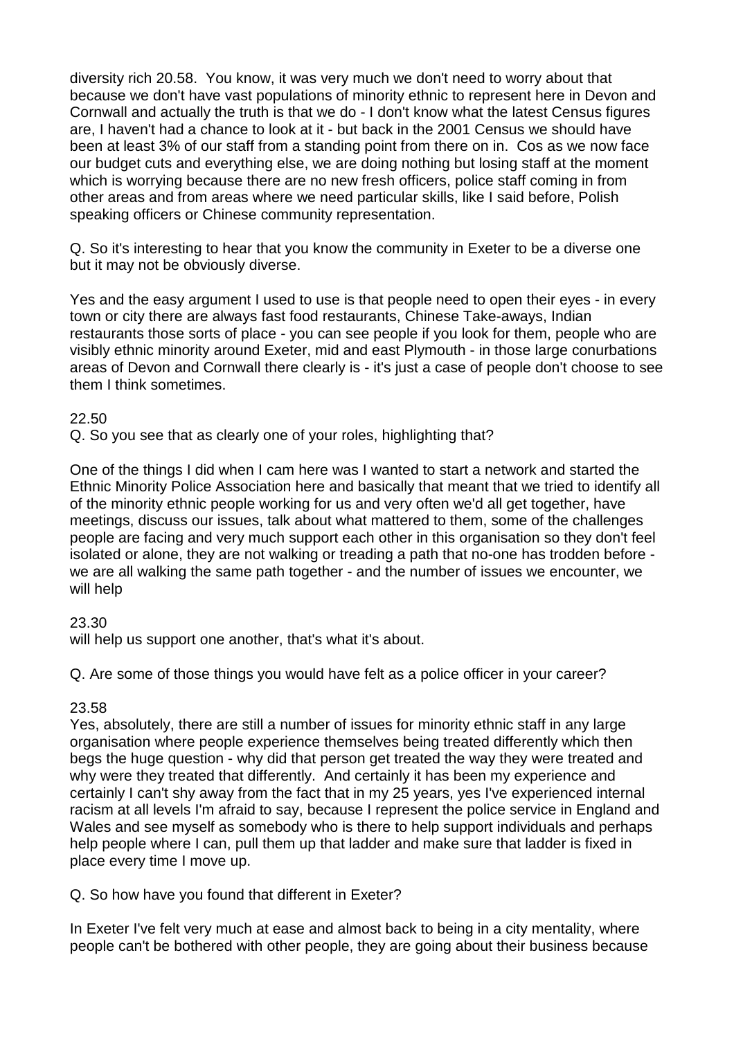diversity rich 20.58. You know, it was very much we don't need to worry about that because we don't have vast populations of minority ethnic to represent here in Devon and Cornwall and actually the truth is that we do - I don't know what the latest Census figures are, I haven't had a chance to look at it - but back in the 2001 Census we should have been at least 3% of our staff from a standing point from there on in. Cos as we now face our budget cuts and everything else, we are doing nothing but losing staff at the moment which is worrying because there are no new fresh officers, police staff coming in from other areas and from areas where we need particular skills, like I said before, Polish speaking officers or Chinese community representation.

Q. So it's interesting to hear that you know the community in Exeter to be a diverse one but it may not be obviously diverse.

Yes and the easy argument I used to use is that people need to open their eyes - in every town or city there are always fast food restaurants, Chinese Take-aways, Indian restaurants those sorts of place - you can see people if you look for them, people who are visibly ethnic minority around Exeter, mid and east Plymouth - in those large conurbations areas of Devon and Cornwall there clearly is - it's just a case of people don't choose to see them I think sometimes.

22.50
Q. So you see that as clearly one of your roles, highlighting that?

One of the things I did when I cam here was I wanted to start a network and started the Ethnic Minority Police Association here and basically that meant that we tried to identify all of the minority ethnic people working for us and very often we'd all get together, have meetings, discuss our issues, talk about what mattered to them, some of the challenges people are facing and very much support each other in this organisation so they don't feel isolated or alone, they are not walking or treading a path that no-one has trodden before - we are all walking the same path together - and the number of issues we encounter, we will help

23.30
will help us support one another, that's what it's about.

Q. Are some of those things you would have felt as a police officer in your career?

23.58
Yes, absolutely, there are still a number of issues for minority ethnic staff in any large organisation where people experience themselves being treated differently which then begs the huge question - why did that person get treated the way they were treated and why were they treated that differently. And certainly it has been my experience and certainly I can't shy away from the fact that in my 25 years, yes I've experienced internal racism at all levels I'm afraid to say, because I represent the police service in England and Wales and see myself as somebody who is there to help support individuals and perhaps help people where I can, pull them up that ladder and make sure that ladder is fixed in place every time I move up.

Q. So how have you found that different in Exeter?

In Exeter I've felt very much at ease and almost back to being in a city mentality, where people can't be bothered with other people, they are going about their business because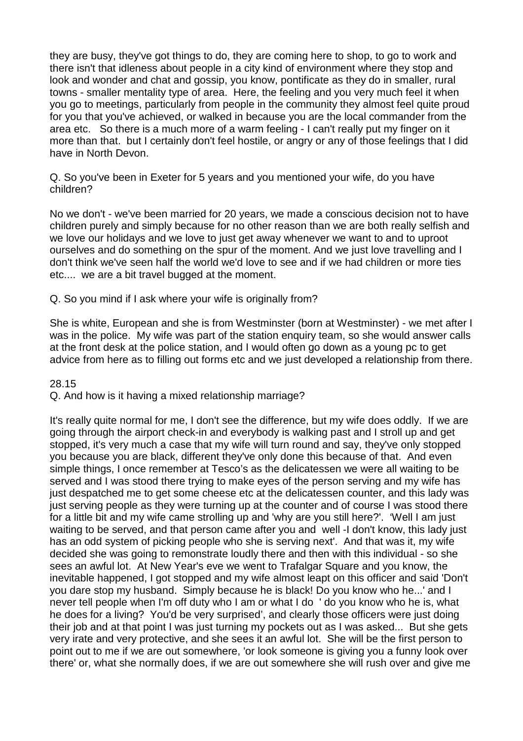they are busy, they've got things to do, they are coming here to shop, to go to work and there isn't that idleness about people in a city kind of environment where they stop and look and wonder and chat and gossip, you know, pontificate as they do in smaller, rural towns - smaller mentality type of area. Here, the feeling and you very much feel it when you go to meetings, particularly from people in the community they almost feel quite proud for you that you've achieved, or walked in because you are the local commander from the area etc. So there is a much more of a warm feeling - I can't really put my finger on it more than that. but I certainly don't feel hostile, or angry or any of those feelings that I did have in North Devon.

Q. So you've been in Exeter for 5 years and you mentioned your wife, do you have children?

No we don't - we've been married for 20 years, we made a conscious decision not to have children purely and simply because for no other reason than we are both really selfish and we love our holidays and we love to just get away whenever we want to and to uproot ourselves and do something on the spur of the moment. And we just love travelling and I don't think we've seen half the world we'd love to see and if we had children or more ties etc.... we are a bit travel bugged at the moment.

Q. So you mind if I ask where your wife is originally from?

She is white, European and she is from Westminster (born at Westminster) - we met after I was in the police. My wife was part of the station enquiry team, so she would answer calls at the front desk at the police station, and I would often go down as a young pc to get advice from here as to filling out forms etc and we just developed a relationship from there.

28.15

Q. And how is it having a mixed relationship marriage?

It's really quite normal for me, I don't see the difference, but my wife does oddly. If we are going through the airport check-in and everybody is walking past and I stroll up and get stopped, it's very much a case that my wife will turn round and say, they've only stopped you because you are black, different they've only done this because of that. And even simple things, I once remember at Tesco's as the delicatessen we were all waiting to be served and I was stood there trying to make eyes of the person serving and my wife has just despatched me to get some cheese etc at the delicatessen counter, and this lady was just serving people as they were turning up at the counter and of course I was stood there for a little bit and my wife came strolling up and 'why are you still here?'. 'Well I am just waiting to be served, and that person came after you and well -I don't know, this lady just has an odd system of picking people who she is serving next'. And that was it, my wife decided she was going to remonstrate loudly there and then with this individual - so she sees an awful lot. At New Year's eve we went to Trafalgar Square and you know, the inevitable happened, I got stopped and my wife almost leapt on this officer and said 'Don't you dare stop my husband. Simply because he is black! Do you know who he...' and I never tell people when I'm off duty who I am or what I do ' do you know who he is, what he does for a living? You'd be very surprised', and clearly those officers were just doing their job and at that point I was just turning my pockets out as I was asked... But she gets very irate and very protective, and she sees it an awful lot. She will be the first person to point out to me if we are out somewhere, 'or look someone is giving you a funny look over there' or, what she normally does, if we are out somewhere she will rush over and give me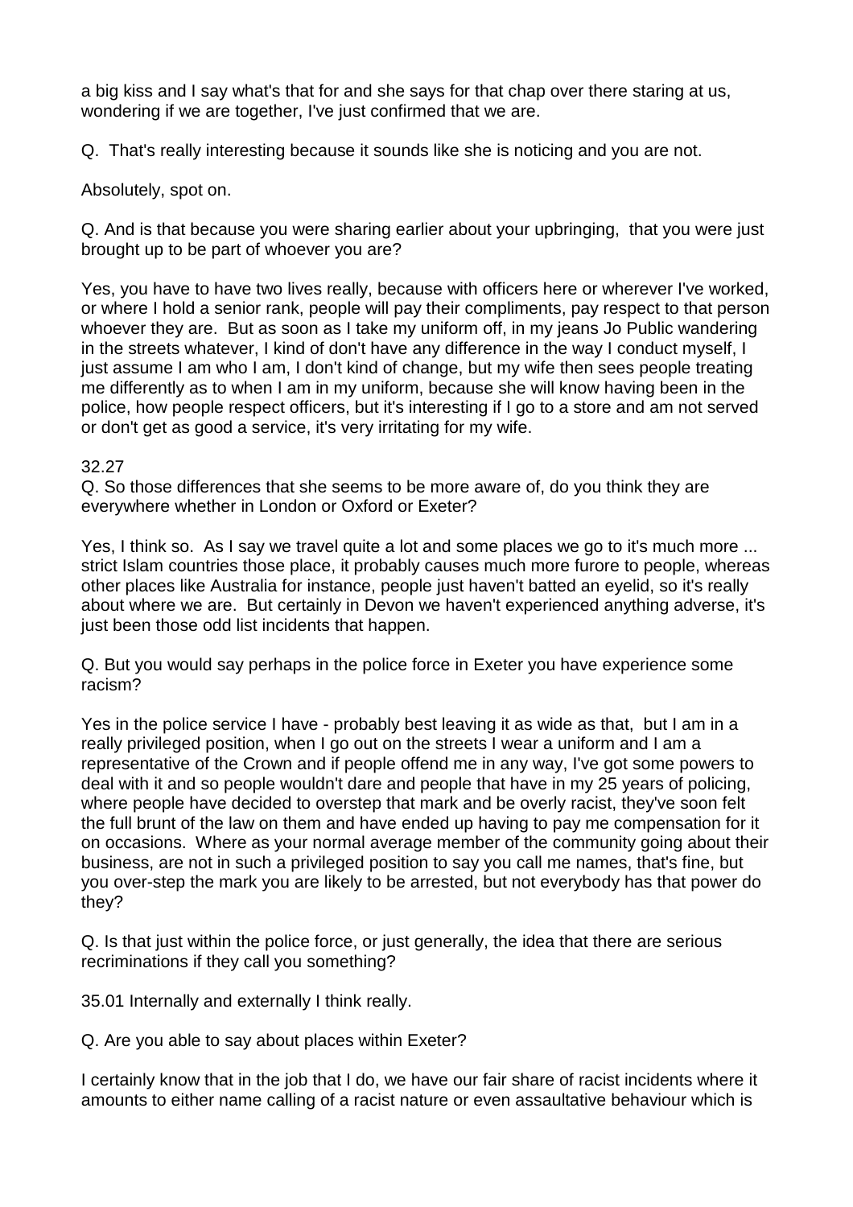a big kiss and I say what's that for and she says for that chap over there staring at us, wondering if we are together, I've just confirmed that we are.

Q. That's really interesting because it sounds like she is noticing and you are not.

Absolutely, spot on.

Q. And is that because you were sharing earlier about your upbringing, that you were just brought up to be part of whoever you are?

Yes, you have to have two lives really, because with officers here or wherever I've worked, or where I hold a senior rank, people will pay their compliments, pay respect to that person whoever they are. But as soon as I take my uniform off, in my jeans Jo Public wandering in the streets whatever, I kind of don't have any difference in the way I conduct myself, I just assume I am who I am, I don't kind of change, but my wife then sees people treating me differently as to when I am in my uniform, because she will know having been in the police, how people respect officers, but it's interesting if I go to a store and am not served or don't get as good a service, it's very irritating for my wife.

32.27
Q. So those differences that she seems to be more aware of, do you think they are everywhere whether in London or Oxford or Exeter?

Yes, I think so. As I say we travel quite a lot and some places we go to it's much more ... strict Islam countries those place, it probably causes much more furore to people, whereas other places like Australia for instance, people just haven't batted an eyelid, so it's really about where we are. But certainly in Devon we haven't experienced anything adverse, it's just been those odd list incidents that happen.

Q. But you would say perhaps in the police force in Exeter you have experience some racism?

Yes in the police service I have - probably best leaving it as wide as that, but I am in a really privileged position, when I go out on the streets I wear a uniform and I am a representative of the Crown and if people offend me in any way, I've got some powers to deal with it and so people wouldn't dare and people that have in my 25 years of policing, where people have decided to overstep that mark and be overly racist, they've soon felt the full brunt of the law on them and have ended up having to pay me compensation for it on occasions. Where as your normal average member of the community going about their business, are not in such a privileged position to say you call me names, that's fine, but you over-step the mark you are likely to be arrested, but not everybody has that power do they?

Q. Is that just within the police force, or just generally, the idea that there are serious recriminations if they call you something?

35.01 Internally and externally I think really.

Q. Are you able to say about places within Exeter?

I certainly know that in the job that I do, we have our fair share of racist incidents where it amounts to either name calling of a racist nature or even assaultative behaviour which is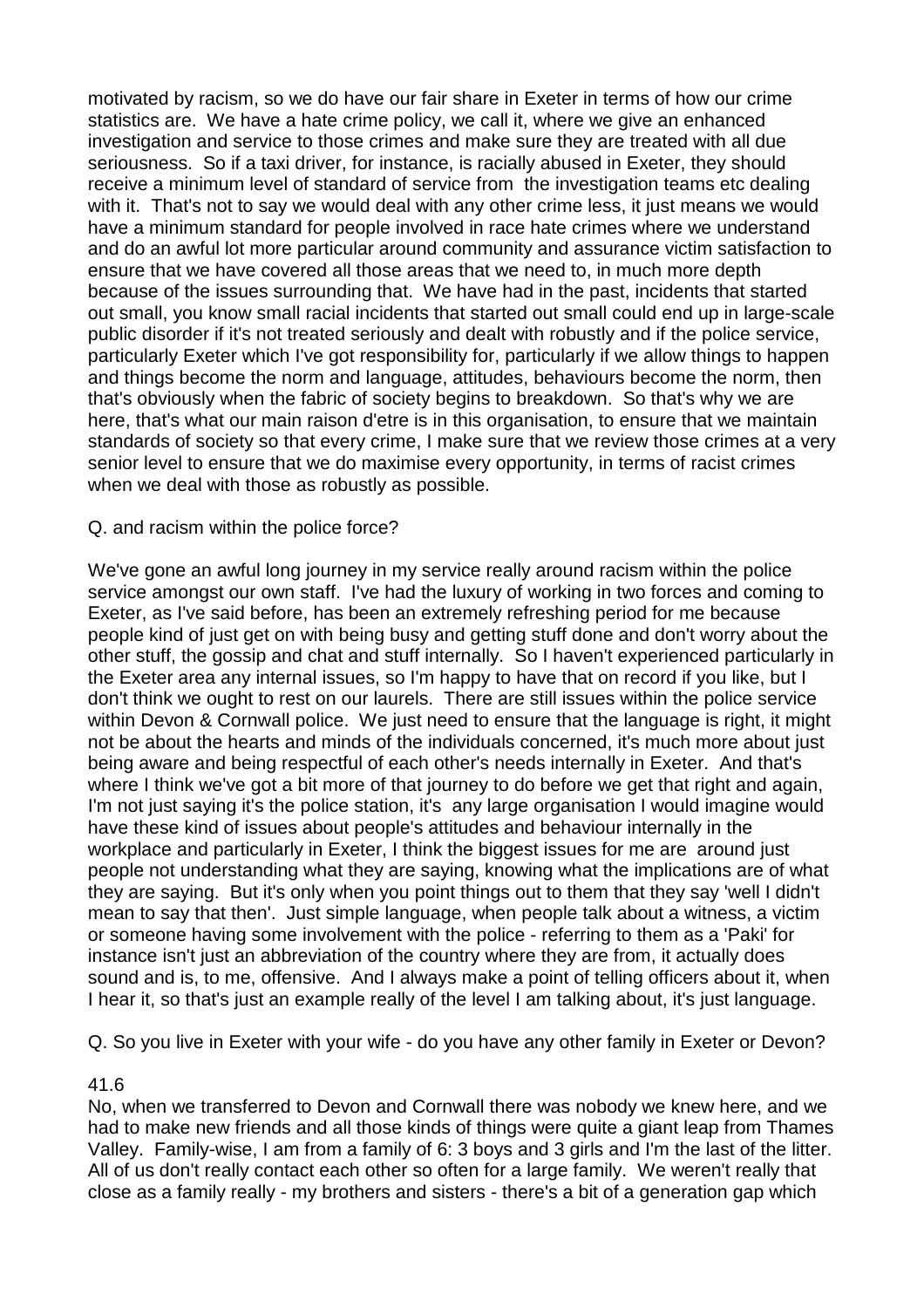motivated by racism, so we do have our fair share in Exeter in terms of how our crime statistics are. We have a hate crime policy, we call it, where we give an enhanced investigation and service to those crimes and make sure they are treated with all due seriousness. So if a taxi driver, for instance, is racially abused in Exeter, they should receive a minimum level of standard of service from the investigation teams etc dealing with it. That's not to say we would deal with any other crime less, it just means we would have a minimum standard for people involved in race hate crimes where we understand and do an awful lot more particular around community and assurance victim satisfaction to ensure that we have covered all those areas that we need to, in much more depth because of the issues surrounding that. We have had in the past, incidents that started out small, you know small racial incidents that started out small could end up in large-scale public disorder if it's not treated seriously and dealt with robustly and if the police service, particularly Exeter which I've got responsibility for, particularly if we allow things to happen and things become the norm and language, attitudes, behaviours become the norm, then that's obviously when the fabric of society begins to breakdown. So that's why we are here, that's what our main raison d'etre is in this organisation, to ensure that we maintain standards of society so that every crime, I make sure that we review those crimes at a very senior level to ensure that we do maximise every opportunity, in terms of racist crimes when we deal with those as robustly as possible.

Q. and racism within the police force?

We've gone an awful long journey in my service really around racism within the police service amongst our own staff. I've had the luxury of working in two forces and coming to Exeter, as I've said before, has been an extremely refreshing period for me because people kind of just get on with being busy and getting stuff done and don't worry about the other stuff, the gossip and chat and stuff internally. So I haven't experienced particularly in the Exeter area any internal issues, so I'm happy to have that on record if you like, but I don't think we ought to rest on our laurels. There are still issues within the police service within Devon & Cornwall police. We just need to ensure that the language is right, it might not be about the hearts and minds of the individuals concerned, it's much more about just being aware and being respectful of each other's needs internally in Exeter. And that's where I think we've got a bit more of that journey to do before we get that right and again, I'm not just saying it's the police station, it's any large organisation I would imagine would have these kind of issues about people's attitudes and behaviour internally in the workplace and particularly in Exeter, I think the biggest issues for me are around just people not understanding what they are saying, knowing what the implications are of what they are saying. But it's only when you point things out to them that they say 'well I didn't mean to say that then'. Just simple language, when people talk about a witness, a victim or someone having some involvement with the police - referring to them as a 'Paki' for instance isn't just an abbreviation of the country where they are from, it actually does sound and is, to me, offensive. And I always make a point of telling officers about it, when I hear it, so that's just an example really of the level I am talking about, it's just language.

Q. So you live in Exeter with your wife - do you have any other family in Exeter or Devon?

41.6

No, when we transferred to Devon and Cornwall there was nobody we knew here, and we had to make new friends and all those kinds of things were quite a giant leap from Thames Valley. Family-wise, I am from a family of 6: 3 boys and 3 girls and I'm the last of the litter. All of us don't really contact each other so often for a large family. We weren't really that close as a family really - my brothers and sisters - there's a bit of a generation gap which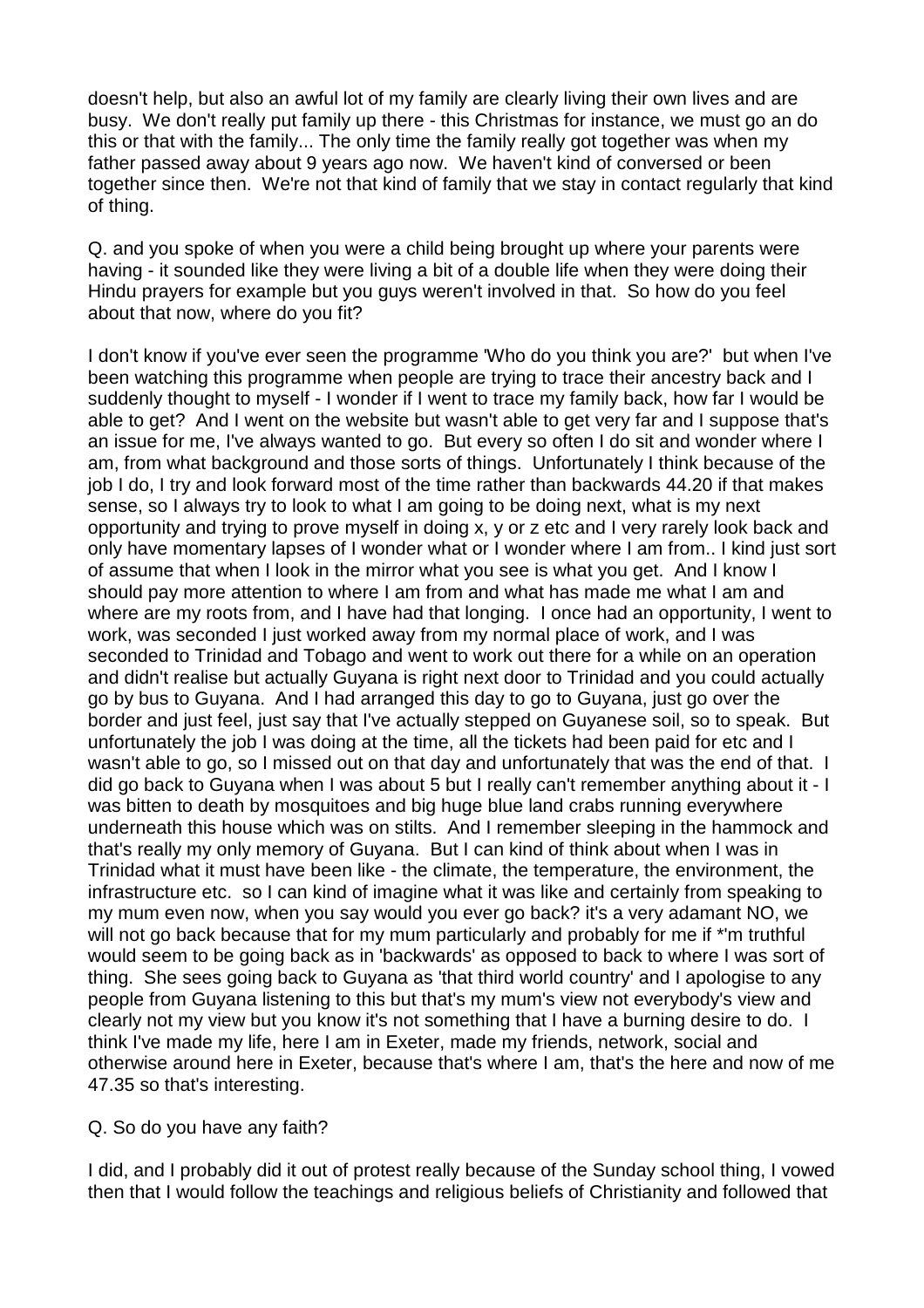doesn't help, but also an awful lot of my family are clearly living their own lives and are busy. We don't really put family up there - this Christmas for instance, we must go an do this or that with the family... The only time the family really got together was when my father passed away about 9 years ago now. We haven't kind of conversed or been together since then. We're not that kind of family that we stay in contact regularly that kind of thing.

Q. and you spoke of when you were a child being brought up where your parents were having - it sounded like they were living a bit of a double life when they were doing their Hindu prayers for example but you guys weren't involved in that. So how do you feel about that now, where do you fit?

I don't know if you've ever seen the programme 'Who do you think you are?' but when I've been watching this programme when people are trying to trace their ancestry back and I suddenly thought to myself - I wonder if I went to trace my family back, how far I would be able to get? And I went on the website but wasn't able to get very far and I suppose that's an issue for me, I've always wanted to go. But every so often I do sit and wonder where I am, from what background and those sorts of things. Unfortunately I think because of the job I do, I try and look forward most of the time rather than backwards 44.20 if that makes sense, so I always try to look to what I am going to be doing next, what is my next opportunity and trying to prove myself in doing x, y or z etc and I very rarely look back and only have momentary lapses of I wonder what or I wonder where I am from.. I kind just sort of assume that when I look in the mirror what you see is what you get. And I know I should pay more attention to where I am from and what has made me what I am and where are my roots from, and I have had that longing. I once had an opportunity, I went to work, was seconded I just worked away from my normal place of work, and I was seconded to Trinidad and Tobago and went to work out there for a while on an operation and didn't realise but actually Guyana is right next door to Trinidad and you could actually go by bus to Guyana. And I had arranged this day to go to Guyana, just go over the border and just feel, just say that I've actually stepped on Guyanese soil, so to speak. But unfortunately the job I was doing at the time, all the tickets had been paid for etc and I wasn't able to go, so I missed out on that day and unfortunately that was the end of that. I did go back to Guyana when I was about 5 but I really can't remember anything about it - I was bitten to death by mosquitoes and big huge blue land crabs running everywhere underneath this house which was on stilts. And I remember sleeping in the hammock and that's really my only memory of Guyana. But I can kind of think about when I was in Trinidad what it must have been like - the climate, the temperature, the environment, the infrastructure etc. so I can kind of imagine what it was like and certainly from speaking to my mum even now, when you say would you ever go back? it's a very adamant NO, we will not go back because that for my mum particularly and probably for me if *'m truthful would seem to be going back as in 'backwards' as opposed to back to where I was sort of thing. She sees going back to Guyana as 'that third world country' and I apologise to any people from Guyana listening to this but that's my mum's view not everybody's view and clearly not my view but you know it's not something that I have a burning desire to do. I think I've made my life, here I am in Exeter, made my friends, network, social and otherwise around here in Exeter, because that's where I am, that's the here and now of me 47.35 so that's interesting.

Q. So do you have any faith?

I did, and I probably did it out of protest really because of the Sunday school thing, I vowed then that I would follow the teachings and religious beliefs of Christianity and followed that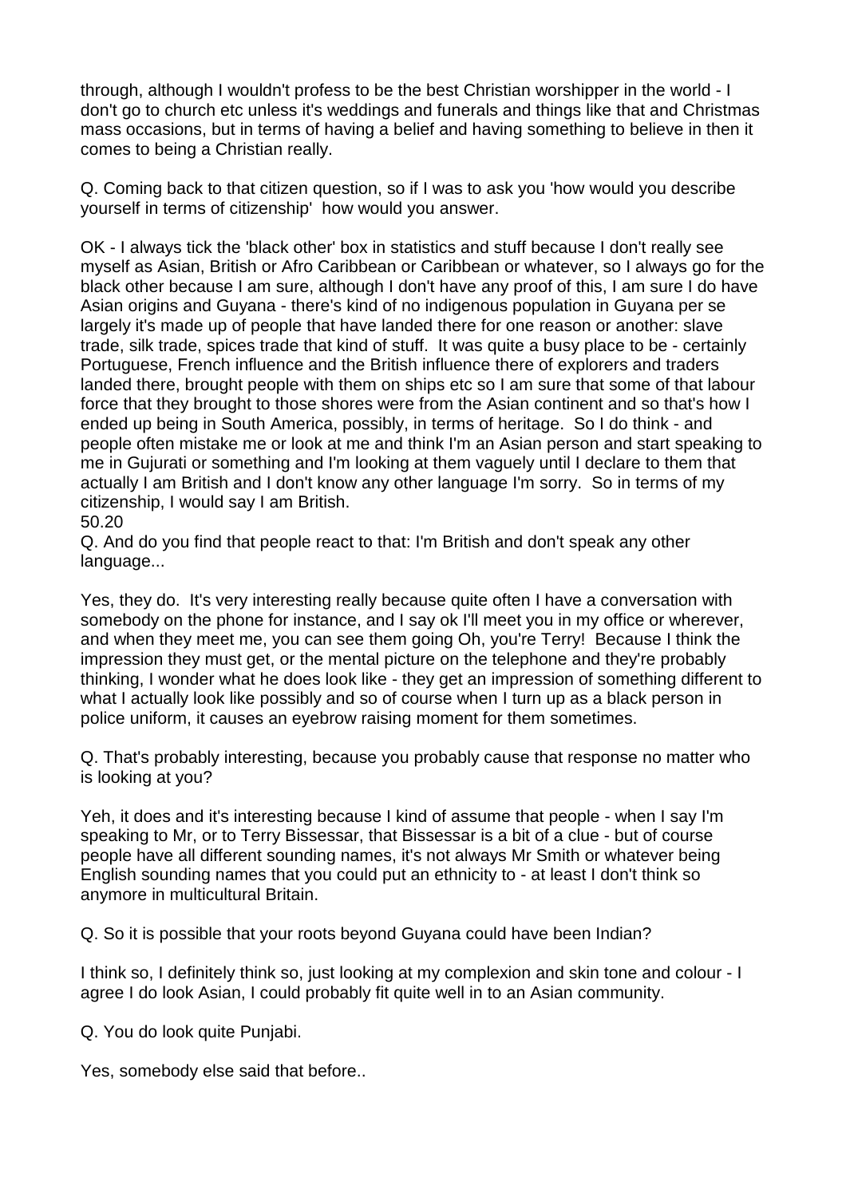through, although I wouldn't profess to be the best Christian worshipper in the world - I don't go to church etc unless it's weddings and funerals and things like that and Christmas mass occasions, but in terms of having a belief and having something to believe in then it comes to being a Christian really.

Q. Coming back to that citizen question, so if I was to ask you 'how would you describe yourself in terms of citizenship' how would you answer.

OK - I always tick the 'black other' box in statistics and stuff because I don't really see myself as Asian, British or Afro Caribbean or Caribbean or whatever, so I always go for the black other because I am sure, although I don't have any proof of this, I am sure I do have Asian origins and Guyana - there's kind of no indigenous population in Guyana per se largely it's made up of people that have landed there for one reason or another: slave trade, silk trade, spices trade that kind of stuff. It was quite a busy place to be - certainly Portuguese, French influence and the British influence there of explorers and traders landed there, brought people with them on ships etc so I am sure that some of that labour force that they brought to those shores were from the Asian continent and so that's how I ended up being in South America, possibly, in terms of heritage. So I do think - and people often mistake me or look at me and think I'm an Asian person and start speaking to me in Gujurati or something and I'm looking at them vaguely until I declare to them that actually I am British and I don't know any other language I'm sorry. So in terms of my citizenship, I would say I am British.

50.20

Q. And do you find that people react to that: I'm British and don't speak any other language...

Yes, they do. It's very interesting really because quite often I have a conversation with somebody on the phone for instance, and I say ok I'll meet you in my office or wherever, and when they meet me, you can see them going Oh, you're Terry! Because I think the impression they must get, or the mental picture on the telephone and they're probably thinking, I wonder what he does look like - they get an impression of something different to what I actually look like possibly and so of course when I turn up as a black person in police uniform, it causes an eyebrow raising moment for them sometimes.

Q. That's probably interesting, because you probably cause that response no matter who is looking at you?

Yeh, it does and it's interesting because I kind of assume that people - when I say I'm speaking to Mr, or to Terry Bissessar, that Bissessar is a bit of a clue - but of course people have all different sounding names, it's not always Mr Smith or whatever being English sounding names that you could put an ethnicity to - at least I don't think so anymore in multicultural Britain.

Q. So it is possible that your roots beyond Guyana could have been Indian?

I think so, I definitely think so, just looking at my complexion and skin tone and colour - I agree I do look Asian, I could probably fit quite well in to an Asian community.

Q. You do look quite Punjabi.

Yes, somebody else said that before..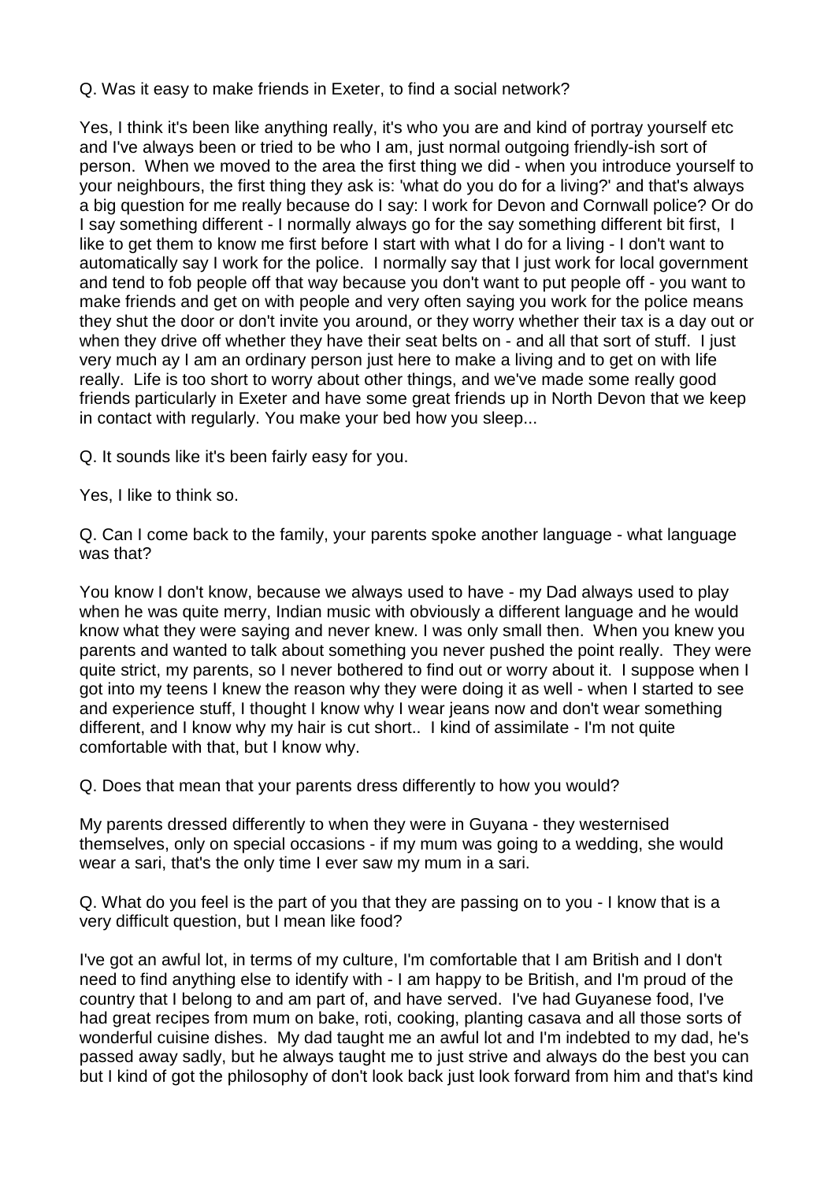Q. Was it easy to make friends in Exeter, to find a social network?

Yes, I think it's been like anything really, it's who you are and kind of portray yourself etc and I've always been or tried to be who I am, just normal outgoing friendly-ish sort of person. When we moved to the area the first thing we did - when you introduce yourself to your neighbours, the first thing they ask is: 'what do you do for a living?' and that's always a big question for me really because do I say: I work for Devon and Cornwall police? Or do I say something different - I normally always go for the say something different bit first, I like to get them to know me first before I start with what I do for a living - I don't want to automatically say I work for the police. I normally say that I just work for local government and tend to fob people off that way because you don't want to put people off - you want to make friends and get on with people and very often saying you work for the police means they shut the door or don't invite you around, or they worry whether their tax is a day out or when they drive off whether they have their seat belts on - and all that sort of stuff. I just very much ay I am an ordinary person just here to make a living and to get on with life really. Life is too short to worry about other things, and we've made some really good friends particularly in Exeter and have some great friends up in North Devon that we keep in contact with regularly. You make your bed how you sleep...

Q. It sounds like it's been fairly easy for you.

Yes, I like to think so.

Q. Can I come back to the family, your parents spoke another language - what language was that?

You know I don't know, because we always used to have - my Dad always used to play when he was quite merry, Indian music with obviously a different language and he would know what they were saying and never knew. I was only small then. When you knew you parents and wanted to talk about something you never pushed the point really. They were quite strict, my parents, so I never bothered to find out or worry about it. I suppose when I got into my teens I knew the reason why they were doing it as well - when I started to see and experience stuff, I thought I know why I wear jeans now and don't wear something different, and I know why my hair is cut short.. I kind of assimilate - I'm not quite comfortable with that, but I know why.

Q. Does that mean that your parents dress differently to how you would?

My parents dressed differently to when they were in Guyana - they westernised themselves, only on special occasions - if my mum was going to a wedding, she would wear a sari, that's the only time I ever saw my mum in a sari.

Q. What do you feel is the part of you that they are passing on to you - I know that is a very difficult question, but I mean like food?

I've got an awful lot, in terms of my culture, I'm comfortable that I am British and I don't need to find anything else to identify with - I am happy to be British, and I'm proud of the country that I belong to and am part of, and have served. I've had Guyanese food, I've had great recipes from mum on bake, roti, cooking, planting casava and all those sorts of wonderful cuisine dishes. My dad taught me an awful lot and I'm indebted to my dad, he's passed away sadly, but he always taught me to just strive and always do the best you can but I kind of got the philosophy of don't look back just look forward from him and that's kind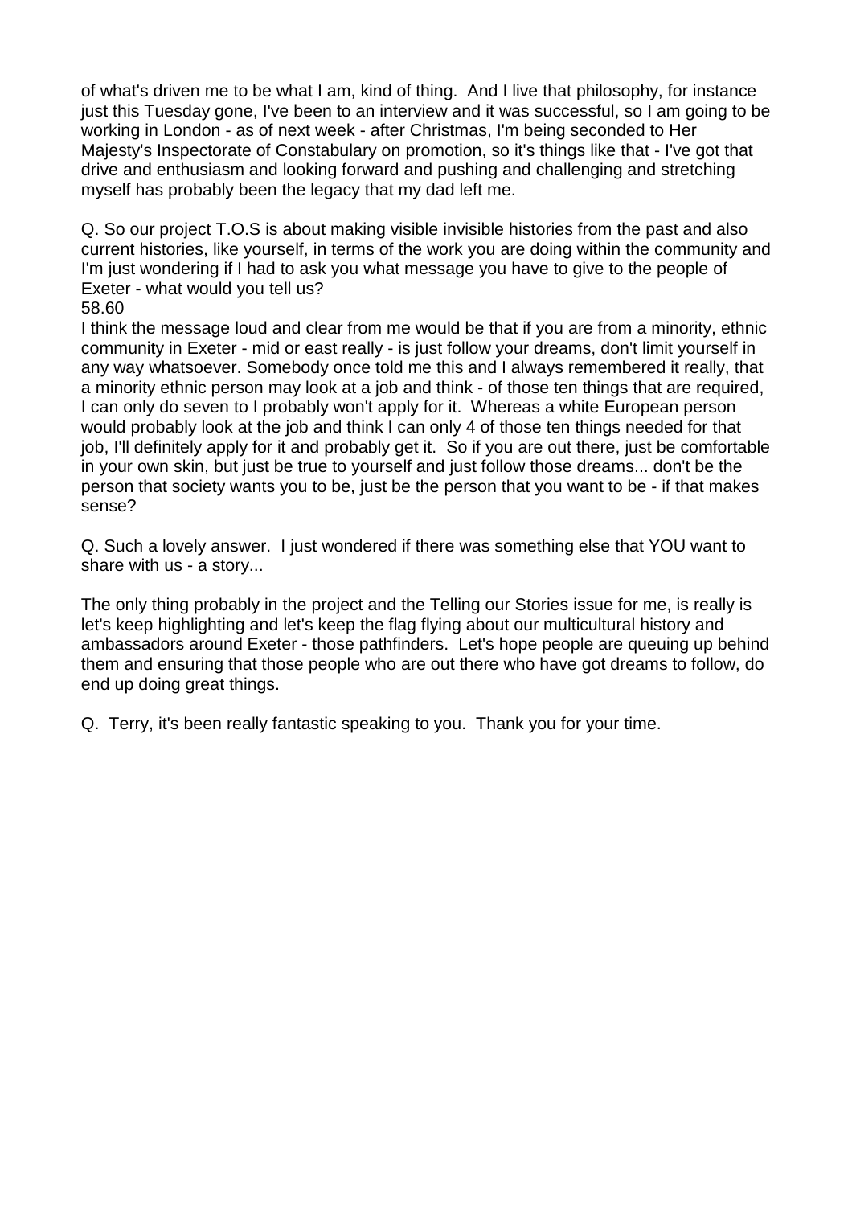of what's driven me to be what I am, kind of thing. And I live that philosophy, for instance just this Tuesday gone, I've been to an interview and it was successful, so I am going to be working in London - as of next week - after Christmas, I'm being seconded to Her Majesty's Inspectorate of Constabulary on promotion, so it's things like that - I've got that drive and enthusiasm and looking forward and pushing and challenging and stretching myself has probably been the legacy that my dad left me.

Q. So our project T.O.S is about making visible invisible histories from the past and also current histories, like yourself, in terms of the work you are doing within the community and I'm just wondering if I had to ask you what message you have to give to the people of Exeter - what would you tell us?
58.60
I think the message loud and clear from me would be that if you are from a minority, ethnic community in Exeter - mid or east really - is just follow your dreams, don't limit yourself in any way whatsoever. Somebody once told me this and I always remembered it really, that a minority ethnic person may look at a job and think - of those ten things that are required, I can only do seven to I probably won't apply for it. Whereas a white European person would probably look at the job and think I can only 4 of those ten things needed for that job, I'll definitely apply for it and probably get it. So if you are out there, just be comfortable in your own skin, but just be true to yourself and just follow those dreams... don't be the person that society wants you to be, just be the person that you want to be - if that makes sense?

Q. Such a lovely answer. I just wondered if there was something else that YOU want to share with us - a story...

The only thing probably in the project and the Telling our Stories issue for me, is really is let's keep highlighting and let's keep the flag flying about our multicultural history and ambassadors around Exeter - those pathfinders. Let's hope people are queuing up behind them and ensuring that those people who are out there who have got dreams to follow, do end up doing great things.

Q. Terry, it's been really fantastic speaking to you. Thank you for your time.